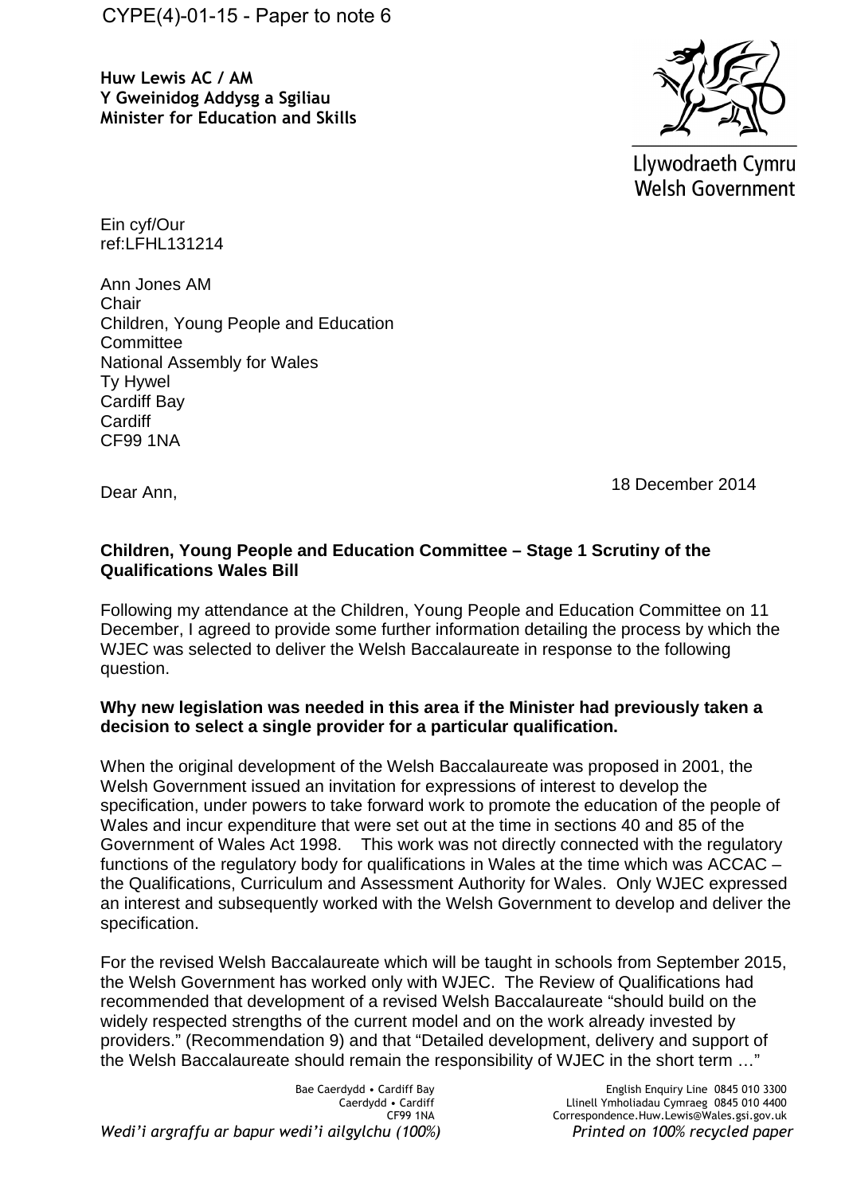CYPE(4)-01-15 - Paper to note 6

**Huw Lewis AC / AM**
**Y Gweinidog Addysg a Sgiliau**
**Minister for Education and Skills**

Llywodraeth Cymru
Welsh Government

Ein cyf/Our ref:LFHL131214

Ann Jones AM
Chair
Children, Young People and Education Committee
National Assembly for Wales
Ty Hywel
Cardiff Bay
Cardiff
CF99 1NA

18 December 2014

Dear Ann,

**Children, Young People and Education Committee – Stage 1 Scrutiny of the Qualifications Wales Bill**

Following my attendance at the Children, Young People and Education Committee on 11 December, I agreed to provide some further information detailing the process by which the WJEC was selected to deliver the Welsh Baccalaureate in response to the following question.

**Why new legislation was needed in this area if the Minister had previously taken a decision to select a single provider for a particular qualification.**

When the original development of the Welsh Baccalaureate was proposed in 2001, the Welsh Government issued an invitation for expressions of interest to develop the specification, under powers to take forward work to promote the education of the people of Wales and incur expenditure that were set out at the time in sections 40 and 85 of the Government of Wales Act 1998. This work was not directly connected with the regulatory functions of the regulatory body for qualifications in Wales at the time which was ACCAC – the Qualifications, Curriculum and Assessment Authority for Wales. Only WJEC expressed an interest and subsequently worked with the Welsh Government to develop and deliver the specification.

For the revised Welsh Baccalaureate which will be taught in schools from September 2015, the Welsh Government has worked only with WJEC. The Review of Qualifications had recommended that development of a revised Welsh Baccalaureate "should build on the widely respected strengths of the current model and on the work already invested by providers." (Recommendation 9) and that "Detailed development, delivery and support of the Welsh Baccalaureate should remain the responsibility of WJEC in the short term …"

Bae Caerdydd • Cardiff Bay
Caerdydd • Cardiff
CF99 1NA

English Enquiry Line 0845 010 3300
Llinell Ymholiadau Cymraeg 0845 010 4400
Correspondence.Huw.Lewis@Wales.gsi.gov.uk

*Wedi'i argraffu ar bapur wedi'i ailgylchu (100%)*
*Printed on 100% recycled paper*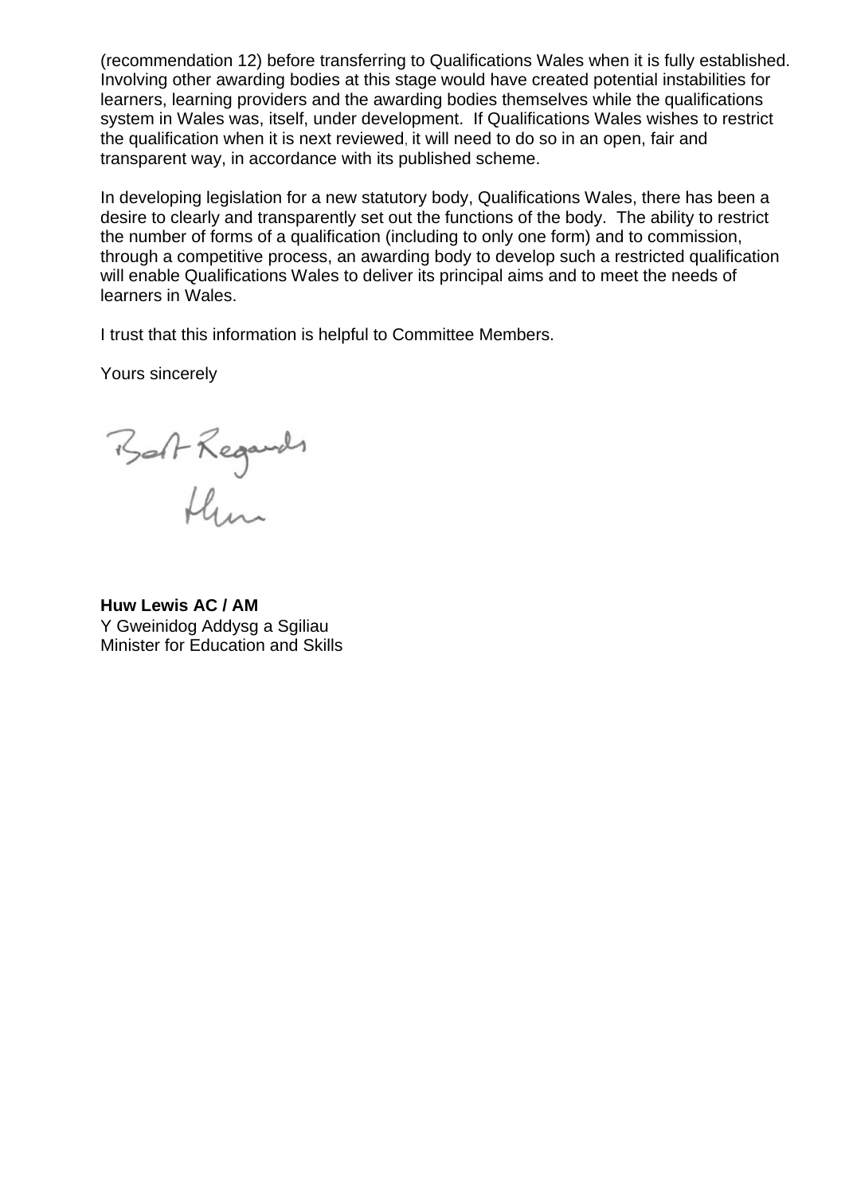(recommendation 12) before transferring to Qualifications Wales when it is fully established. Involving other awarding bodies at this stage would have created potential instabilities for learners, learning providers and the awarding bodies themselves while the qualifications system in Wales was, itself, under development. If Qualifications Wales wishes to restrict the qualification when it is next reviewed, it will need to do so in an open, fair and transparent way, in accordance with its published scheme.

In developing legislation for a new statutory body, Qualifications Wales, there has been a desire to clearly and transparently set out the functions of the body. The ability to restrict the number of forms of a qualification (including to only one form) and to commission, through a competitive process, an awarding body to develop such a restricted qualification will enable Qualifications Wales to deliver its principal aims and to meet the needs of learners in Wales.

I trust that this information is helpful to Committee Members.

Yours sincerely

Best Regards
Huw

**Huw Lewis AC / AM**
Y Gweinidog Addysg a Sgiliau
Minister for Education and Skills